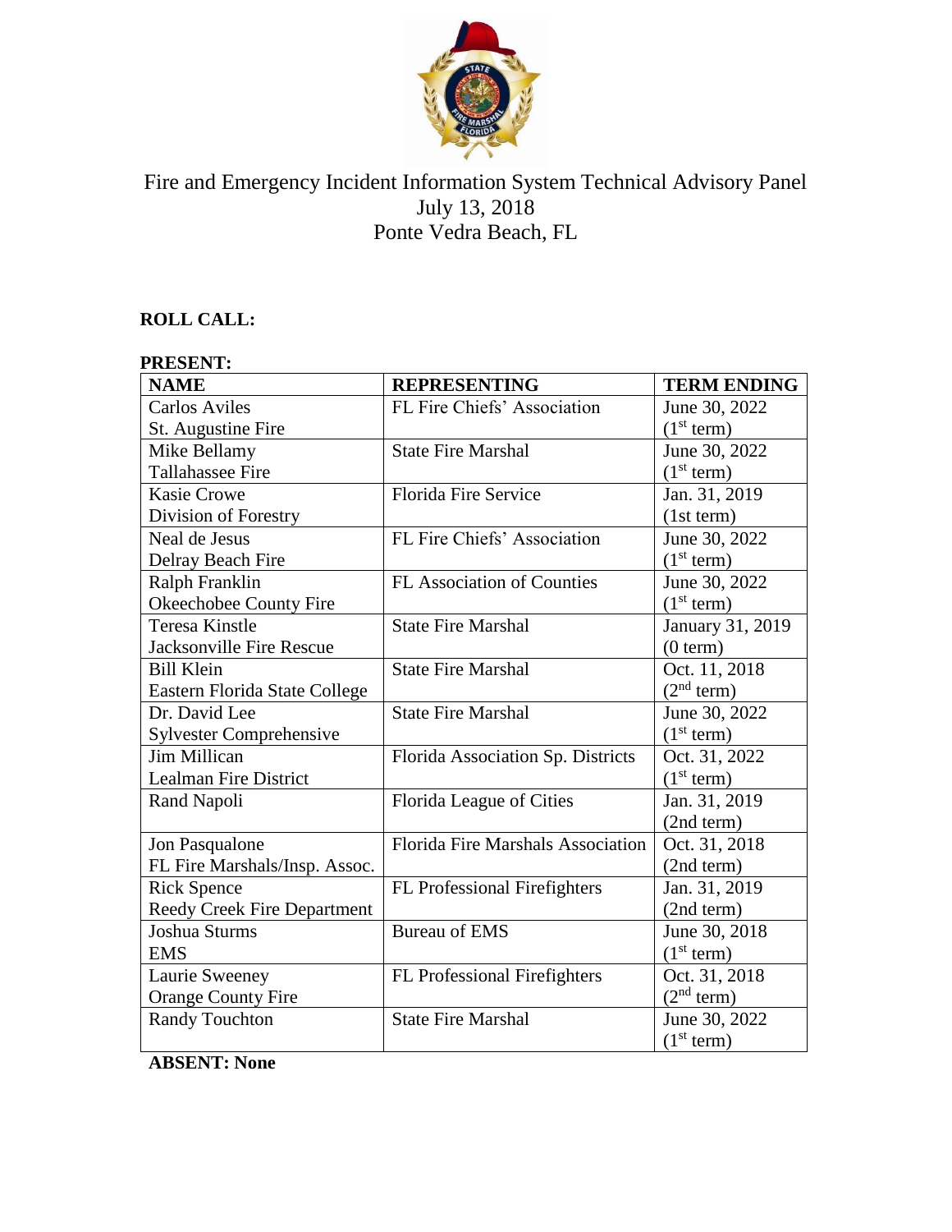# Fire and Emergency Incident Information System Technical Advisory Panel

July 13, 2018
Ponte Vedra Beach, FL

**ROLL CALL:**

**PRESENT:**

| NAME | REPRESENTING | TERM ENDING |
|---|---|---|
| Carlos Aviles<br>St. Augustine Fire | FL Fire Chiefs' Association | June 30, 2022<br>(1st term) |
| Mike Bellamy<br>Tallahassee Fire | State Fire Marshal | June 30, 2022<br>(1st term) |
| Kasie Crowe<br>Division of Forestry | Florida Fire Service | Jan. 31, 2019<br>(1st term) |
| Neal de Jesus<br>Delray Beach Fire | FL Fire Chiefs' Association | June 30, 2022<br>(1st term) |
| Ralph Franklin<br>Okeechobee County Fire | FL Association of Counties | June 30, 2022<br>(1st term) |
| Teresa Kinstle<br>Jacksonville Fire Rescue | State Fire Marshal | January 31, 2019<br>(0 term) |
| Bill Klein<br>Eastern Florida State College | State Fire Marshal | Oct. 11, 2018<br>(2nd term) |
| Dr. David Lee<br>Sylvester Comprehensive | State Fire Marshal | June 30, 2022<br>(1st term) |
| Jim Millican<br>Lealman Fire District | Florida Association Sp. Districts | Oct. 31, 2022<br>(1st term) |
| Rand Napoli | Florida League of Cities | Jan. 31, 2019<br>(2nd term) |
| Jon Pasqualone<br>FL Fire Marshals/Insp. Assoc. | Florida Fire Marshals Association | Oct. 31, 2018<br>(2nd term) |
| Rick Spence<br>Reedy Creek Fire Department | FL Professional Firefighters | Jan. 31, 2019<br>(2nd term) |
| Joshua Sturms<br>EMS | Bureau of EMS | June 30, 2018<br>(1st term) |
| Laurie Sweeney<br>Orange County Fire | FL Professional Firefighters | Oct. 31, 2018<br>(2nd term) |
| Randy Touchton | State Fire Marshal | June 30, 2022<br>(1st term) |

**ABSENT: None**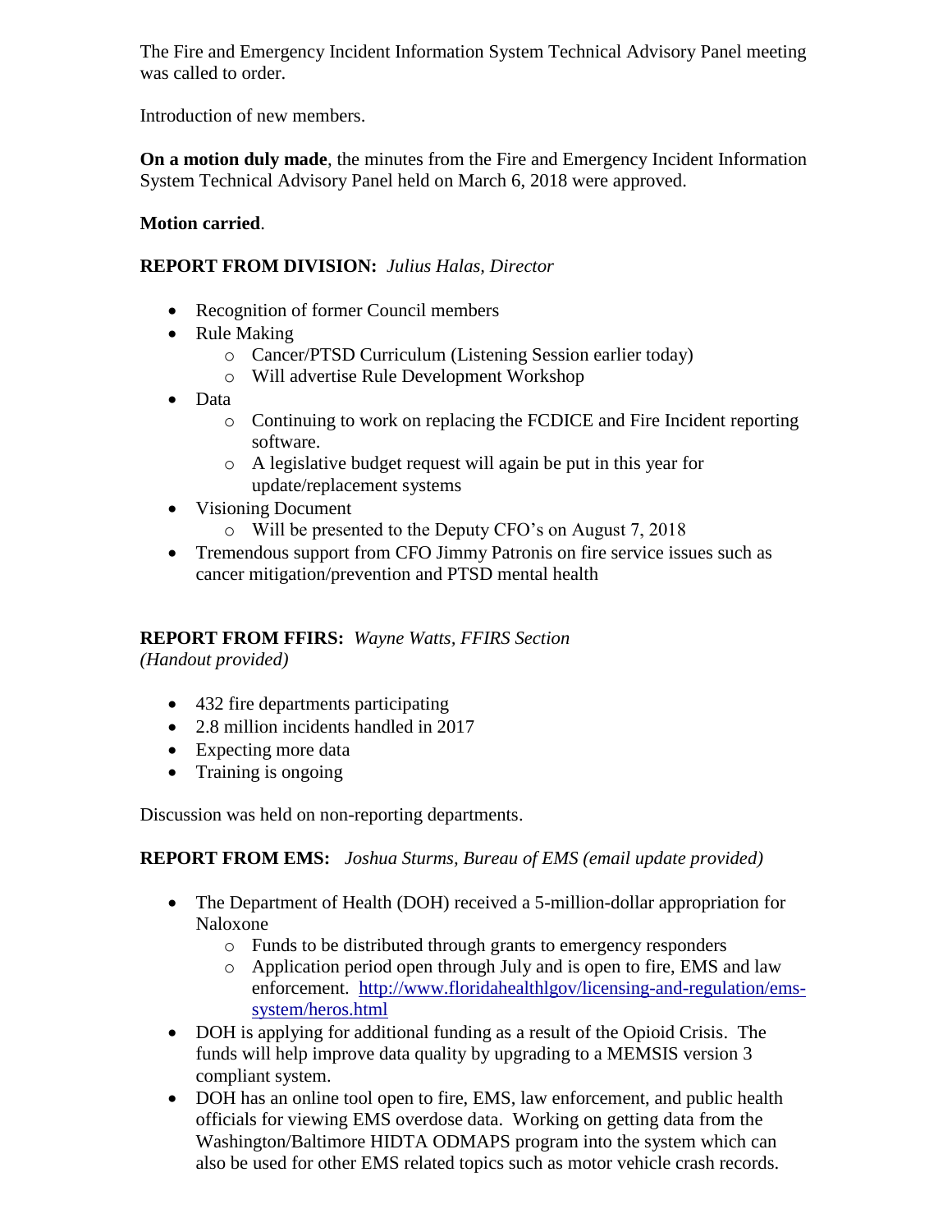The Fire and Emergency Incident Information System Technical Advisory Panel meeting was called to order.

Introduction of new members.

**On a motion duly made**, the minutes from the Fire and Emergency Incident Information System Technical Advisory Panel held on March 6, 2018 were approved.

**Motion carried**.

**REPORT FROM DIVISION:** *Julius Halas, Director*

- Recognition of former Council members
- Rule Making
  - Cancer/PTSD Curriculum (Listening Session earlier today)
  - Will advertise Rule Development Workshop
- Data
  - Continuing to work on replacing the FCDICE and Fire Incident reporting software.
  - A legislative budget request will again be put in this year for update/replacement systems
- Visioning Document
  - Will be presented to the Deputy CFO's on August 7, 2018
- Tremendous support from CFO Jimmy Patronis on fire service issues such as cancer mitigation/prevention and PTSD mental health

**REPORT FROM FFIRS:** *Wayne Watts, FFIRS Section*
*(Handout provided)*

- 432 fire departments participating
- 2.8 million incidents handled in 2017
- Expecting more data
- Training is ongoing

Discussion was held on non-reporting departments.

**REPORT FROM EMS:** *Joshua Sturms, Bureau of EMS (email update provided)*

- The Department of Health (DOH) received a 5-million-dollar appropriation for Naloxone
  - Funds to be distributed through grants to emergency responders
  - Application period open through July and is open to fire, EMS and law enforcement. [http://www.floridahealthlgov/licensing-and-regulation/ems-system/heros.html](http://www.floridahealthlgov/licensing-and-regulation/ems-system/heros.html)
- DOH is applying for additional funding as a result of the Opioid Crisis. The funds will help improve data quality by upgrading to a MEMSIS version 3 compliant system.
- DOH has an online tool open to fire, EMS, law enforcement, and public health officials for viewing EMS overdose data. Working on getting data from the Washington/Baltimore HIDTA ODMAPS program into the system which can also be used for other EMS related topics such as motor vehicle crash records.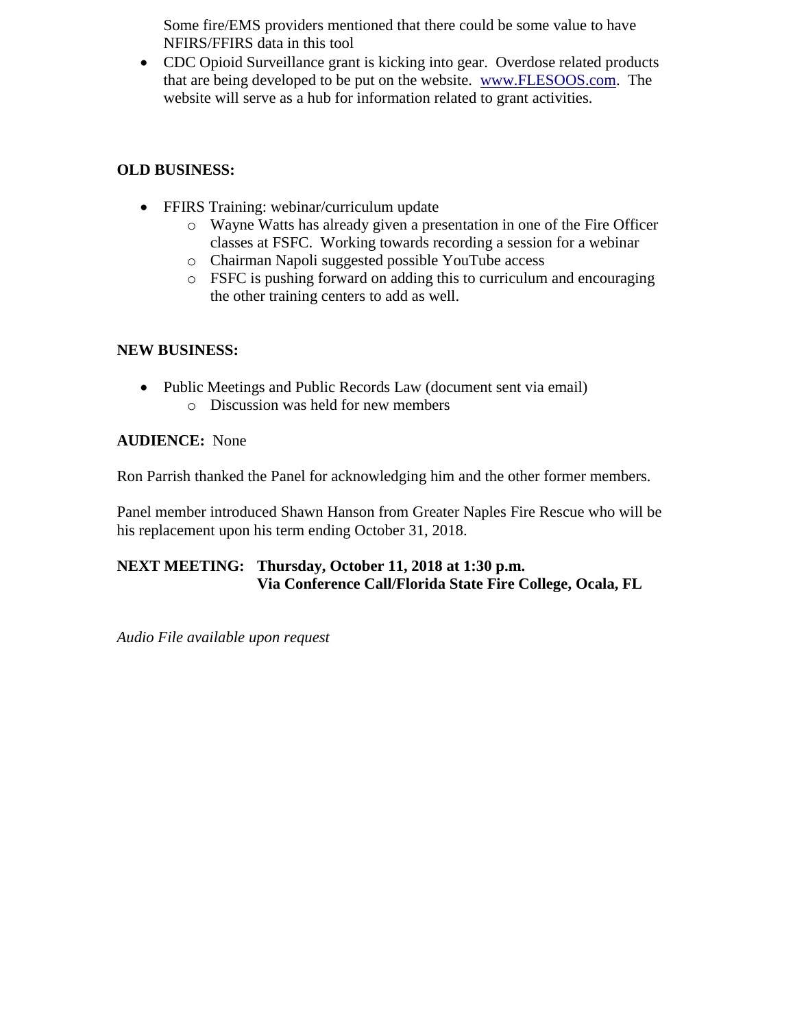Some fire/EMS providers mentioned that there could be some value to have NFIRS/FFIRS data in this tool

- CDC Opioid Surveillance grant is kicking into gear. Overdose related products that are being developed to be put on the website. www.FLESOOS.com. The website will serve as a hub for information related to grant activities.

**OLD BUSINESS:**

- FFIRS Training: webinar/curriculum update
  - Wayne Watts has already given a presentation in one of the Fire Officer classes at FSFC. Working towards recording a session for a webinar
  - Chairman Napoli suggested possible YouTube access
  - FSFC is pushing forward on adding this to curriculum and encouraging the other training centers to add as well.

**NEW BUSINESS:**

- Public Meetings and Public Records Law (document sent via email)
  - Discussion was held for new members

**AUDIENCE:** None

Ron Parrish thanked the Panel for acknowledging him and the other former members.

Panel member introduced Shawn Hanson from Greater Naples Fire Rescue who will be his replacement upon his term ending October 31, 2018.

**NEXT MEETING: Thursday, October 11, 2018 at 1:30 p.m.**
**Via Conference Call/Florida State Fire College, Ocala, FL**

*Audio File available upon request*